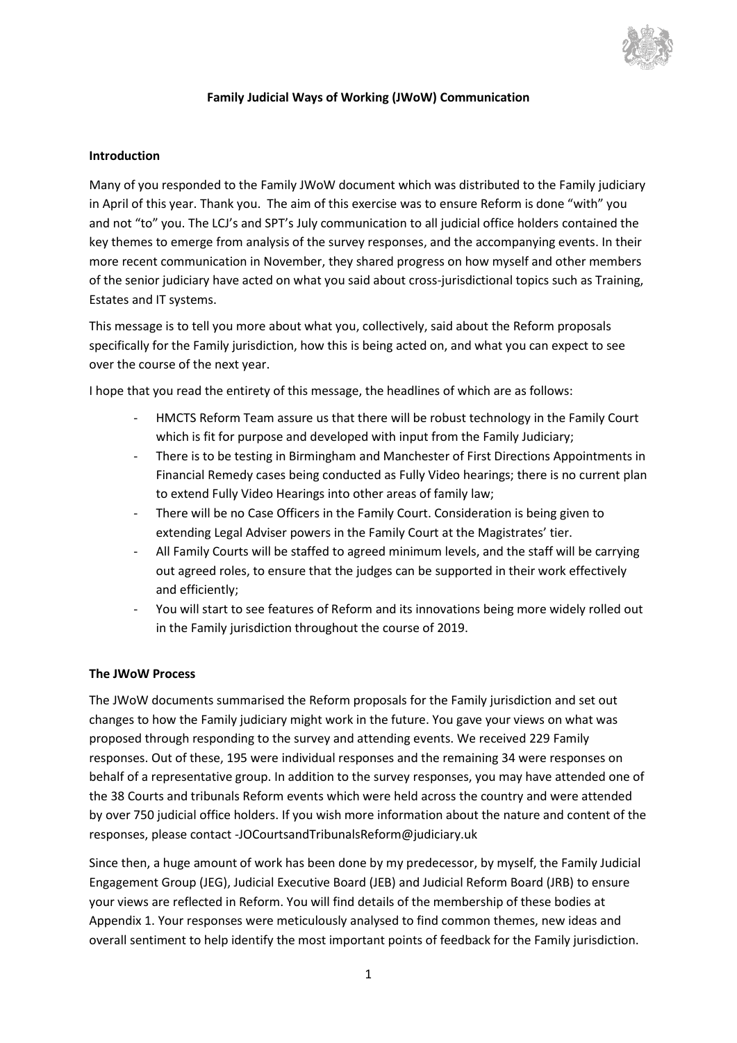# Family Judicial Ways of Working (JWoW) Communication

## Introduction

Many of you responded to the Family JWoW document which was distributed to the Family judiciary in April of this year. Thank you. The aim of this exercise was to ensure Reform is done "with" you and not "to" you. The LCJ's and SPT's July communication to all judicial office holders contained the key themes to emerge from analysis of the survey responses, and the accompanying events. In their more recent communication in November, they shared progress on how myself and other members of the senior judiciary have acted on what you said about cross-jurisdictional topics such as Training, Estates and IT systems.

This message is to tell you more about what you, collectively, said about the Reform proposals specifically for the Family jurisdiction, how this is being acted on, and what you can expect to see over the course of the next year.

I hope that you read the entirety of this message, the headlines of which are as follows:

- HMCTS Reform Team assure us that there will be robust technology in the Family Court which is fit for purpose and developed with input from the Family Judiciary;
- There is to be testing in Birmingham and Manchester of First Directions Appointments in Financial Remedy cases being conducted as Fully Video hearings; there is no current plan to extend Fully Video Hearings into other areas of family law;
- There will be no Case Officers in the Family Court. Consideration is being given to extending Legal Adviser powers in the Family Court at the Magistrates' tier.
- All Family Courts will be staffed to agreed minimum levels, and the staff will be carrying out agreed roles, to ensure that the judges can be supported in their work effectively and efficiently;
- You will start to see features of Reform and its innovations being more widely rolled out in the Family jurisdiction throughout the course of 2019.

## The JWoW Process

The JWoW documents summarised the Reform proposals for the Family jurisdiction and set out changes to how the Family judiciary might work in the future. You gave your views on what was proposed through responding to the survey and attending events. We received 229 Family responses. Out of these, 195 were individual responses and the remaining 34 were responses on behalf of a representative group. In addition to the survey responses, you may have attended one of the 38 Courts and tribunals Reform events which were held across the country and were attended by over 750 judicial office holders. If you wish more information about the nature and content of the responses, please contact -JOCourtsandTribunalsReform@judiciary.uk

Since then, a huge amount of work has been done by my predecessor, by myself, the Family Judicial Engagement Group (JEG), Judicial Executive Board (JEB) and Judicial Reform Board (JRB) to ensure your views are reflected in Reform. You will find details of the membership of these bodies at Appendix 1. Your responses were meticulously analysed to find common themes, new ideas and overall sentiment to help identify the most important points of feedback for the Family jurisdiction.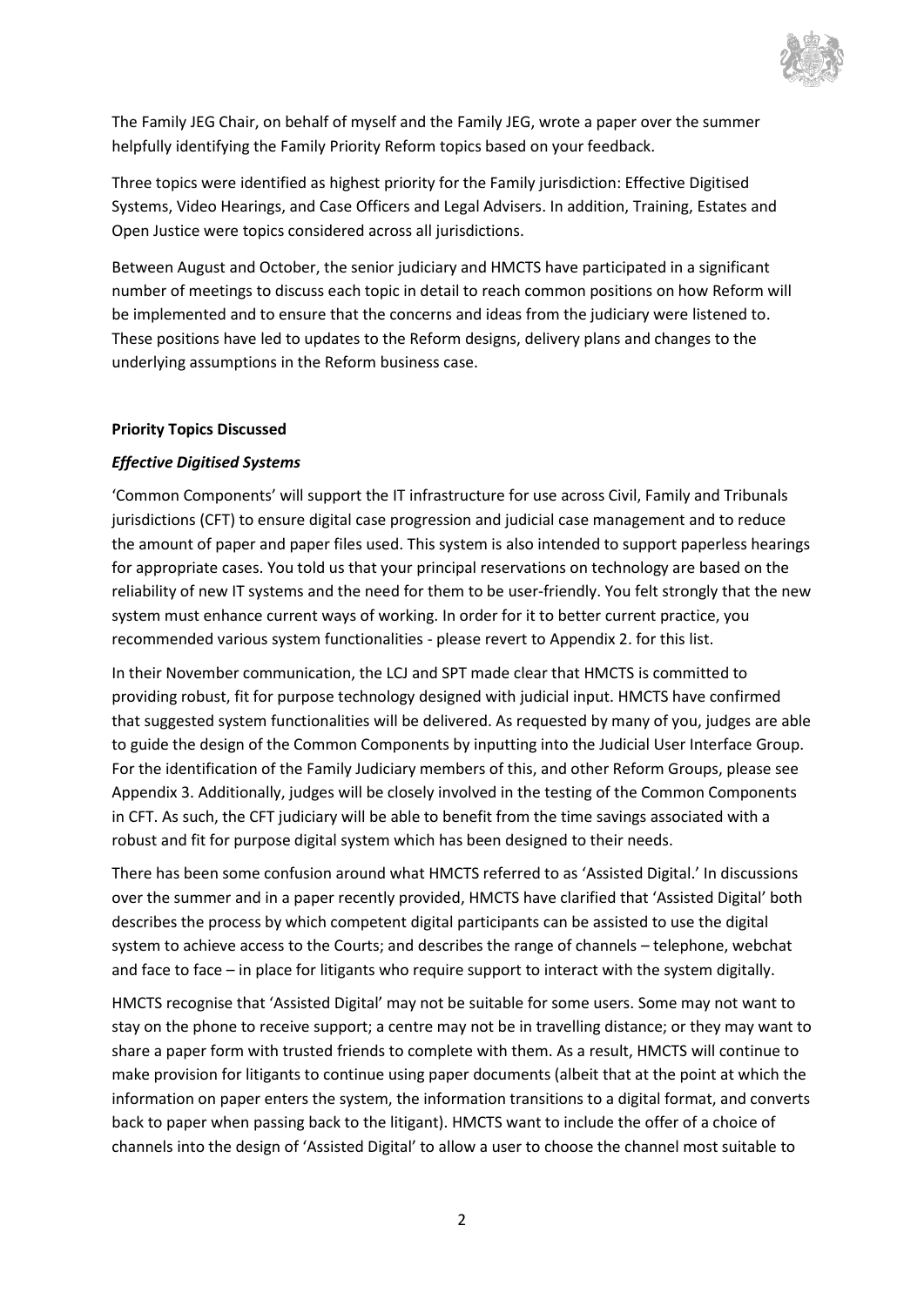The Family JEG Chair, on behalf of myself and the Family JEG, wrote a paper over the summer helpfully identifying the Family Priority Reform topics based on your feedback.

Three topics were identified as highest priority for the Family jurisdiction: Effective Digitised Systems, Video Hearings, and Case Officers and Legal Advisers. In addition, Training, Estates and Open Justice were topics considered across all jurisdictions.

Between August and October, the senior judiciary and HMCTS have participated in a significant number of meetings to discuss each topic in detail to reach common positions on how Reform will be implemented and to ensure that the concerns and ideas from the judiciary were listened to. These positions have led to updates to the Reform designs, delivery plans and changes to the underlying assumptions in the Reform business case.

**Priority Topics Discussed**

***Effective Digitised Systems***

'Common Components' will support the IT infrastructure for use across Civil, Family and Tribunals jurisdictions (CFT) to ensure digital case progression and judicial case management and to reduce the amount of paper and paper files used. This system is also intended to support paperless hearings for appropriate cases. You told us that your principal reservations on technology are based on the reliability of new IT systems and the need for them to be user-friendly. You felt strongly that the new system must enhance current ways of working. In order for it to better current practice, you recommended various system functionalities - please revert to Appendix 2. for this list.

In their November communication, the LCJ and SPT made clear that HMCTS is committed to providing robust, fit for purpose technology designed with judicial input. HMCTS have confirmed that suggested system functionalities will be delivered. As requested by many of you, judges are able to guide the design of the Common Components by inputting into the Judicial User Interface Group. For the identification of the Family Judiciary members of this, and other Reform Groups, please see Appendix 3. Additionally, judges will be closely involved in the testing of the Common Components in CFT. As such, the CFT judiciary will be able to benefit from the time savings associated with a robust and fit for purpose digital system which has been designed to their needs.

There has been some confusion around what HMCTS referred to as 'Assisted Digital.' In discussions over the summer and in a paper recently provided, HMCTS have clarified that 'Assisted Digital' both describes the process by which competent digital participants can be assisted to use the digital system to achieve access to the Courts; and describes the range of channels – telephone, webchat and face to face – in place for litigants who require support to interact with the system digitally.

HMCTS recognise that 'Assisted Digital' may not be suitable for some users. Some may not want to stay on the phone to receive support; a centre may not be in travelling distance; or they may want to share a paper form with trusted friends to complete with them. As a result, HMCTS will continue to make provision for litigants to continue using paper documents (albeit that at the point at which the information on paper enters the system, the information transitions to a digital format, and converts back to paper when passing back to the litigant). HMCTS want to include the offer of a choice of channels into the design of 'Assisted Digital' to allow a user to choose the channel most suitable to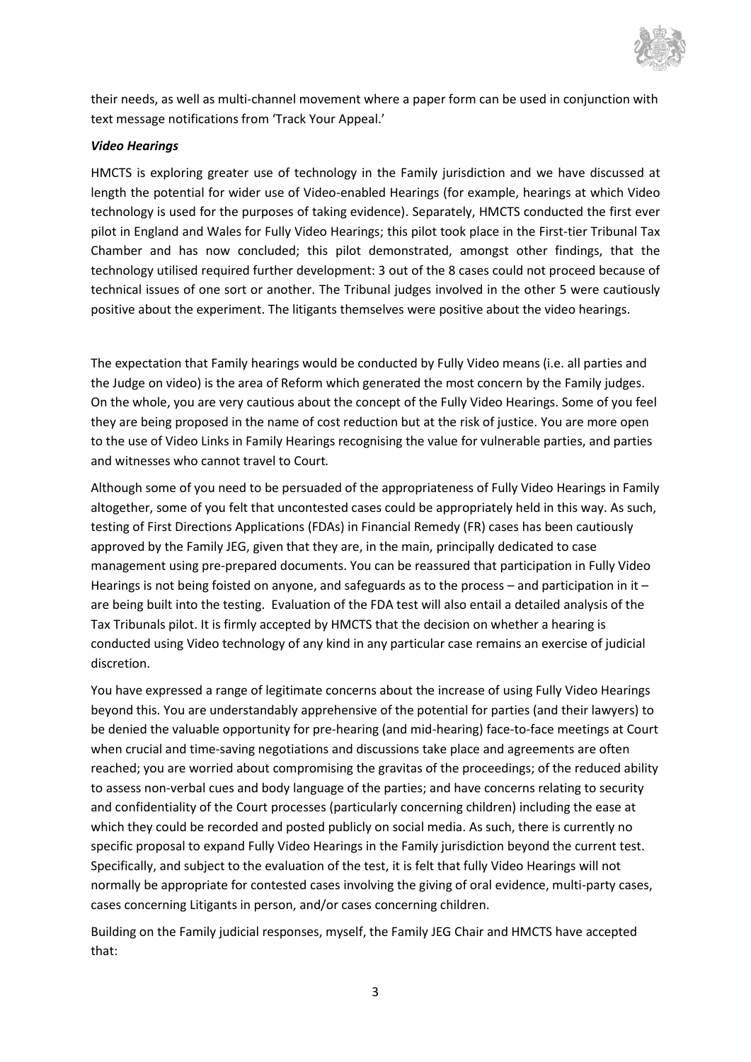their needs, as well as multi-channel movement where a paper form can be used in conjunction with text message notifications from 'Track Your Appeal.'

***Video Hearings***

HMCTS is exploring greater use of technology in the Family jurisdiction and we have discussed at length the potential for wider use of Video-enabled Hearings (for example, hearings at which Video technology is used for the purposes of taking evidence). Separately, HMCTS conducted the first ever pilot in England and Wales for Fully Video Hearings; this pilot took place in the First-tier Tribunal Tax Chamber and has now concluded; this pilot demonstrated, amongst other findings, that the technology utilised required further development: 3 out of the 8 cases could not proceed because of technical issues of one sort or another. The Tribunal judges involved in the other 5 were cautiously positive about the experiment. The litigants themselves were positive about the video hearings.

The expectation that Family hearings would be conducted by Fully Video means (i.e. all parties and the Judge on video) is the area of Reform which generated the most concern by the Family judges. On the whole, you are very cautious about the concept of the Fully Video Hearings. Some of you feel they are being proposed in the name of cost reduction but at the risk of justice. You are more open to the use of Video Links in Family Hearings recognising the value for vulnerable parties, and parties and witnesses who cannot travel to Court.

Although some of you need to be persuaded of the appropriateness of Fully Video Hearings in Family altogether, some of you felt that uncontested cases could be appropriately held in this way. As such, testing of First Directions Applications (FDAs) in Financial Remedy (FR) cases has been cautiously approved by the Family JEG, given that they are, in the main, principally dedicated to case management using pre-prepared documents. You can be reassured that participation in Fully Video Hearings is not being foisted on anyone, and safeguards as to the process – and participation in it – are being built into the testing. Evaluation of the FDA test will also entail a detailed analysis of the Tax Tribunals pilot. It is firmly accepted by HMCTS that the decision on whether a hearing is conducted using Video technology of any kind in any particular case remains an exercise of judicial discretion.

You have expressed a range of legitimate concerns about the increase of using Fully Video Hearings beyond this. You are understandably apprehensive of the potential for parties (and their lawyers) to be denied the valuable opportunity for pre-hearing (and mid-hearing) face-to-face meetings at Court when crucial and time-saving negotiations and discussions take place and agreements are often reached; you are worried about compromising the gravitas of the proceedings; of the reduced ability to assess non-verbal cues and body language of the parties; and have concerns relating to security and confidentiality of the Court processes (particularly concerning children) including the ease at which they could be recorded and posted publicly on social media. As such, there is currently no specific proposal to expand Fully Video Hearings in the Family jurisdiction beyond the current test. Specifically, and subject to the evaluation of the test, it is felt that fully Video Hearings will not normally be appropriate for contested cases involving the giving of oral evidence, multi-party cases, cases concerning Litigants in person, and/or cases concerning children.

Building on the Family judicial responses, myself, the Family JEG Chair and HMCTS have accepted that: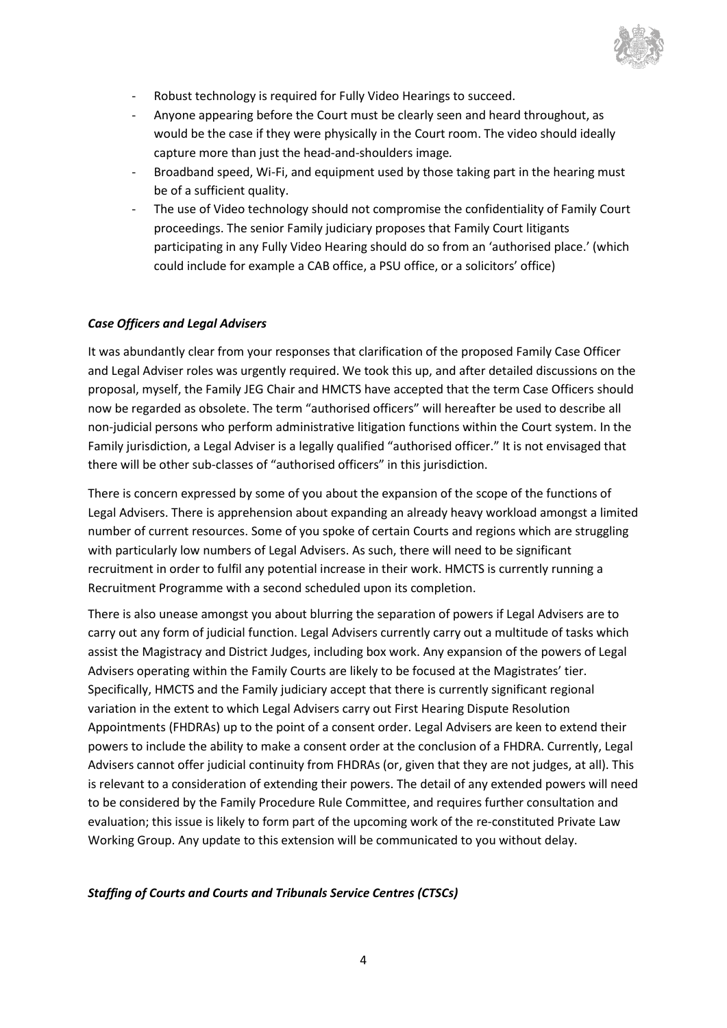- Robust technology is required for Fully Video Hearings to succeed.
- Anyone appearing before the Court must be clearly seen and heard throughout, as would be the case if they were physically in the Court room. The video should ideally capture more than just the head-and-shoulders image.
- Broadband speed, Wi-Fi, and equipment used by those taking part in the hearing must be of a sufficient quality.
- The use of Video technology should not compromise the confidentiality of Family Court proceedings. The senior Family judiciary proposes that Family Court litigants participating in any Fully Video Hearing should do so from an 'authorised place.' (which could include for example a CAB office, a PSU office, or a solicitors' office)

***Case Officers and Legal Advisers***

It was abundantly clear from your responses that clarification of the proposed Family Case Officer and Legal Adviser roles was urgently required. We took this up, and after detailed discussions on the proposal, myself, the Family JEG Chair and HMCTS have accepted that the term Case Officers should now be regarded as obsolete. The term "authorised officers" will hereafter be used to describe all non-judicial persons who perform administrative litigation functions within the Court system. In the Family jurisdiction, a Legal Adviser is a legally qualified "authorised officer." It is not envisaged that there will be other sub-classes of "authorised officers" in this jurisdiction.

There is concern expressed by some of you about the expansion of the scope of the functions of Legal Advisers. There is apprehension about expanding an already heavy workload amongst a limited number of current resources. Some of you spoke of certain Courts and regions which are struggling with particularly low numbers of Legal Advisers. As such, there will need to be significant recruitment in order to fulfil any potential increase in their work. HMCTS is currently running a Recruitment Programme with a second scheduled upon its completion.

There is also unease amongst you about blurring the separation of powers if Legal Advisers are to carry out any form of judicial function. Legal Advisers currently carry out a multitude of tasks which assist the Magistracy and District Judges, including box work. Any expansion of the powers of Legal Advisers operating within the Family Courts are likely to be focused at the Magistrates' tier. Specifically, HMCTS and the Family judiciary accept that there is currently significant regional variation in the extent to which Legal Advisers carry out First Hearing Dispute Resolution Appointments (FHDRAs) up to the point of a consent order. Legal Advisers are keen to extend their powers to include the ability to make a consent order at the conclusion of a FHDRA. Currently, Legal Advisers cannot offer judicial continuity from FHDRAs (or, given that they are not judges, at all). This is relevant to a consideration of extending their powers. The detail of any extended powers will need to be considered by the Family Procedure Rule Committee, and requires further consultation and evaluation; this issue is likely to form part of the upcoming work of the re-constituted Private Law Working Group. Any update to this extension will be communicated to you without delay.

***Staffing of Courts and Courts and Tribunals Service Centres (CTSCs)***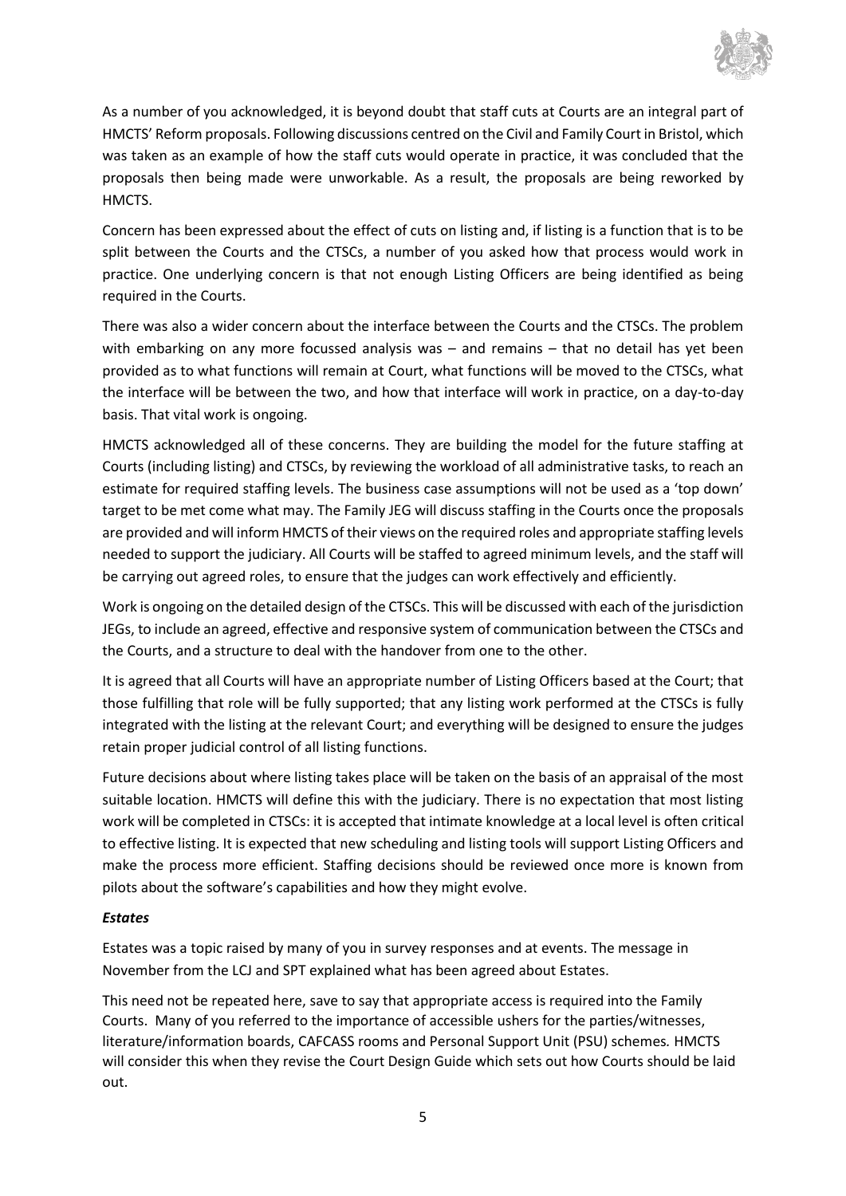As a number of you acknowledged, it is beyond doubt that staff cuts at Courts are an integral part of HMCTS' Reform proposals. Following discussions centred on the Civil and Family Court in Bristol, which was taken as an example of how the staff cuts would operate in practice, it was concluded that the proposals then being made were unworkable. As a result, the proposals are being reworked by HMCTS.

Concern has been expressed about the effect of cuts on listing and, if listing is a function that is to be split between the Courts and the CTSCs, a number of you asked how that process would work in practice. One underlying concern is that not enough Listing Officers are being identified as being required in the Courts.

There was also a wider concern about the interface between the Courts and the CTSCs. The problem with embarking on any more focussed analysis was – and remains – that no detail has yet been provided as to what functions will remain at Court, what functions will be moved to the CTSCs, what the interface will be between the two, and how that interface will work in practice, on a day-to-day basis. That vital work is ongoing.

HMCTS acknowledged all of these concerns. They are building the model for the future staffing at Courts (including listing) and CTSCs, by reviewing the workload of all administrative tasks, to reach an estimate for required staffing levels. The business case assumptions will not be used as a 'top down' target to be met come what may. The Family JEG will discuss staffing in the Courts once the proposals are provided and will inform HMCTS of their views on the required roles and appropriate staffing levels needed to support the judiciary. All Courts will be staffed to agreed minimum levels, and the staff will be carrying out agreed roles, to ensure that the judges can work effectively and efficiently.

Work is ongoing on the detailed design of the CTSCs. This will be discussed with each of the jurisdiction JEGs, to include an agreed, effective and responsive system of communication between the CTSCs and the Courts, and a structure to deal with the handover from one to the other.

It is agreed that all Courts will have an appropriate number of Listing Officers based at the Court; that those fulfilling that role will be fully supported; that any listing work performed at the CTSCs is fully integrated with the listing at the relevant Court; and everything will be designed to ensure the judges retain proper judicial control of all listing functions.

Future decisions about where listing takes place will be taken on the basis of an appraisal of the most suitable location. HMCTS will define this with the judiciary. There is no expectation that most listing work will be completed in CTSCs: it is accepted that intimate knowledge at a local level is often critical to effective listing. It is expected that new scheduling and listing tools will support Listing Officers and make the process more efficient. Staffing decisions should be reviewed once more is known from pilots about the software's capabilities and how they might evolve.

***Estates***

Estates was a topic raised by many of you in survey responses and at events. The message in November from the LCJ and SPT explained what has been agreed about Estates.

This need not be repeated here, save to say that appropriate access is required into the Family Courts. Many of you referred to the importance of accessible ushers for the parties/witnesses, literature/information boards, CAFCASS rooms and Personal Support Unit (PSU) schemes*.* HMCTS will consider this when they revise the Court Design Guide which sets out how Courts should be laid out.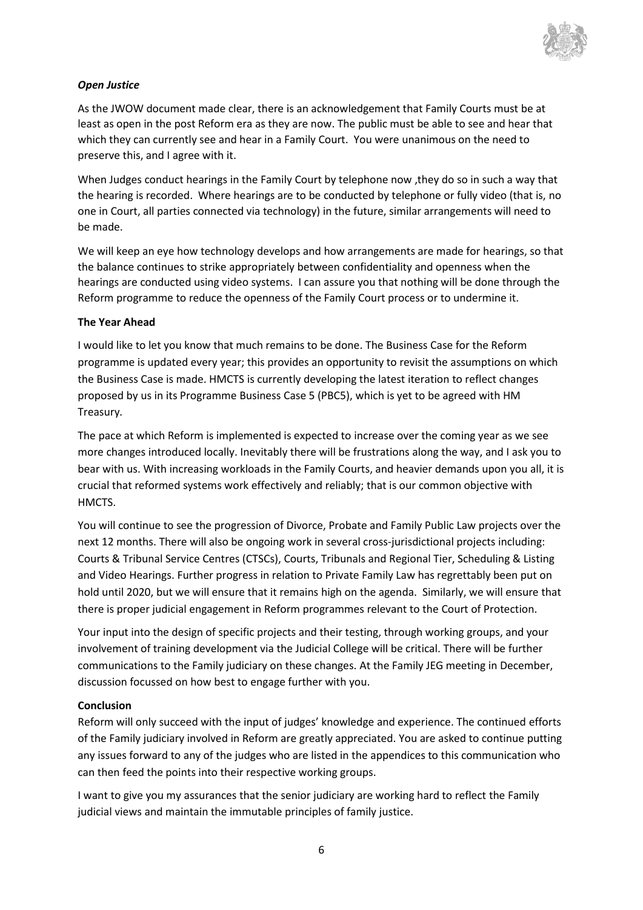***Open Justice***

As the JWOW document made clear, there is an acknowledgement that Family Courts must be at least as open in the post Reform era as they are now. The public must be able to see and hear that which they can currently see and hear in a Family Court. You were unanimous on the need to preserve this, and I agree with it.

When Judges conduct hearings in the Family Court by telephone now ,they do so in such a way that the hearing is recorded. Where hearings are to be conducted by telephone or fully video (that is, no one in Court, all parties connected via technology) in the future, similar arrangements will need to be made.

We will keep an eye how technology develops and how arrangements are made for hearings, so that the balance continues to strike appropriately between confidentiality and openness when the hearings are conducted using video systems. I can assure you that nothing will be done through the Reform programme to reduce the openness of the Family Court process or to undermine it.

**The Year Ahead**

I would like to let you know that much remains to be done. The Business Case for the Reform programme is updated every year; this provides an opportunity to revisit the assumptions on which the Business Case is made. HMCTS is currently developing the latest iteration to reflect changes proposed by us in its Programme Business Case 5 (PBC5), which is yet to be agreed with HM Treasury.

The pace at which Reform is implemented is expected to increase over the coming year as we see more changes introduced locally. Inevitably there will be frustrations along the way, and I ask you to bear with us. With increasing workloads in the Family Courts, and heavier demands upon you all, it is crucial that reformed systems work effectively and reliably; that is our common objective with HMCTS.

You will continue to see the progression of Divorce, Probate and Family Public Law projects over the next 12 months. There will also be ongoing work in several cross-jurisdictional projects including: Courts & Tribunal Service Centres (CTSCs), Courts, Tribunals and Regional Tier, Scheduling & Listing and Video Hearings. Further progress in relation to Private Family Law has regrettably been put on hold until 2020, but we will ensure that it remains high on the agenda. Similarly, we will ensure that there is proper judicial engagement in Reform programmes relevant to the Court of Protection.

Your input into the design of specific projects and their testing, through working groups, and your involvement of training development via the Judicial College will be critical. There will be further communications to the Family judiciary on these changes. At the Family JEG meeting in December, discussion focussed on how best to engage further with you.

**Conclusion**

Reform will only succeed with the input of judges' knowledge and experience. The continued efforts of the Family judiciary involved in Reform are greatly appreciated. You are asked to continue putting any issues forward to any of the judges who are listed in the appendices to this communication who can then feed the points into their respective working groups.

I want to give you my assurances that the senior judiciary are working hard to reflect the Family judicial views and maintain the immutable principles of family justice.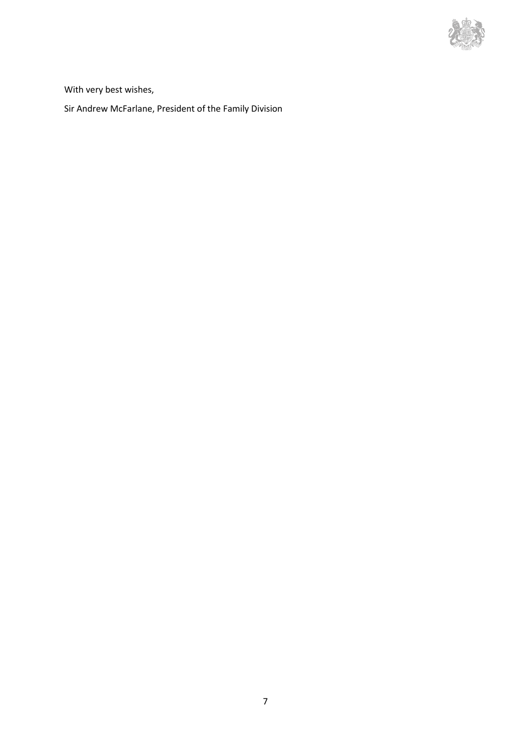With very best wishes,

Sir Andrew McFarlane, President of the Family Division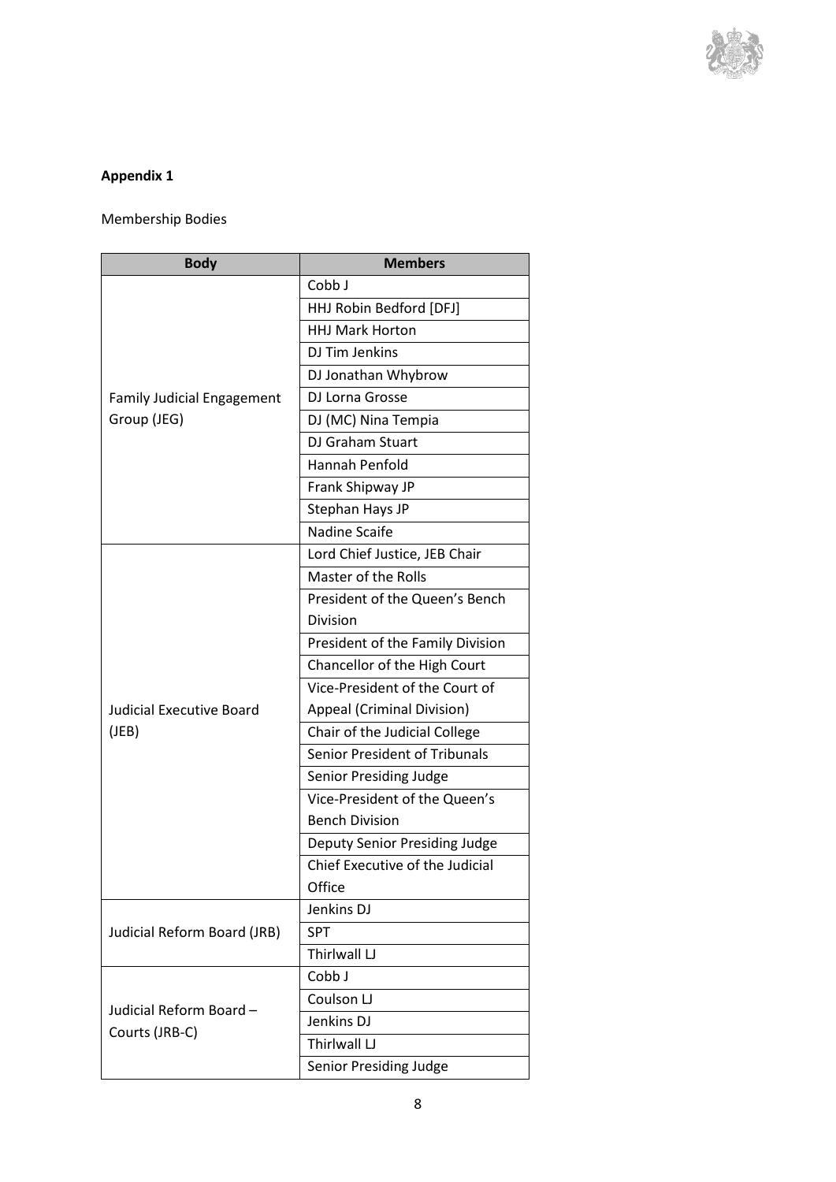**Appendix 1**

Membership Bodies

| Body | Members |
|---|---|
| Family Judicial Engagement Group (JEG) | Cobb J |
| | HHJ Robin Bedford [DFJ] |
| | HHJ Mark Horton |
| | DJ Tim Jenkins |
| | DJ Jonathan Whybrow |
| | DJ Lorna Grosse |
| | DJ (MC) Nina Tempia |
| | DJ Graham Stuart |
| | Hannah Penfold |
| | Frank Shipway JP |
| | Stephan Hays JP |
| | Nadine Scaife |
| Judicial Executive Board (JEB) | Lord Chief Justice, JEB Chair |
| | Master of the Rolls |
| | President of the Queen's Bench Division |
| | President of the Family Division |
| | Chancellor of the High Court |
| | Vice-President of the Court of Appeal (Criminal Division) |
| | Chair of the Judicial College |
| | Senior President of Tribunals |
| | Senior Presiding Judge |
| | Vice-President of the Queen's Bench Division |
| | Deputy Senior Presiding Judge |
| | Chief Executive of the Judicial Office |
| Judicial Reform Board (JRB) | Jenkins DJ |
| | SPT |
| | Thirlwall LJ |
| Judicial Reform Board – Courts (JRB-C) | Cobb J |
| | Coulson LJ |
| | Jenkins DJ |
| | Thirlwall LJ |
| | Senior Presiding Judge |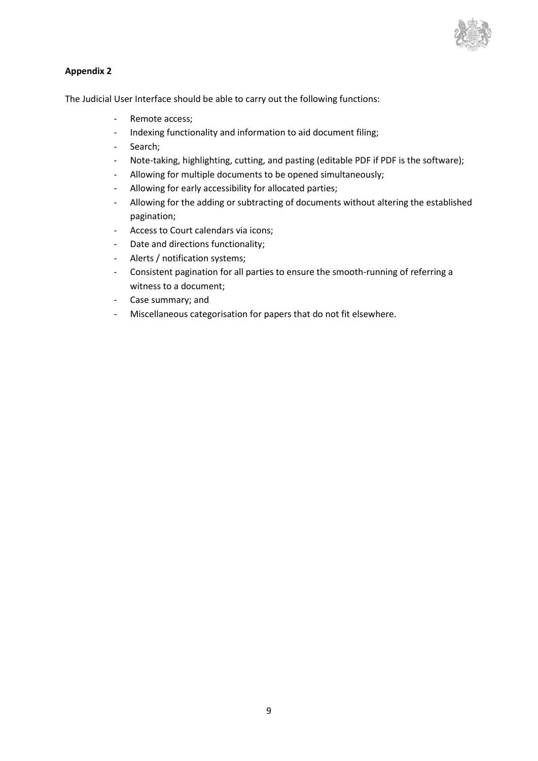**Appendix 2**

The Judicial User Interface should be able to carry out the following functions:

- Remote access;
- Indexing functionality and information to aid document filing;
- Search;
- Note-taking, highlighting, cutting, and pasting (editable PDF if PDF is the software);
- Allowing for multiple documents to be opened simultaneously;
- Allowing for early accessibility for allocated parties;
- Allowing for the adding or subtracting of documents without altering the established pagination;
- Access to Court calendars via icons;
- Date and directions functionality;
- Alerts / notification systems;
- Consistent pagination for all parties to ensure the smooth-running of referring a witness to a document;
- Case summary; and
- Miscellaneous categorisation for papers that do not fit elsewhere.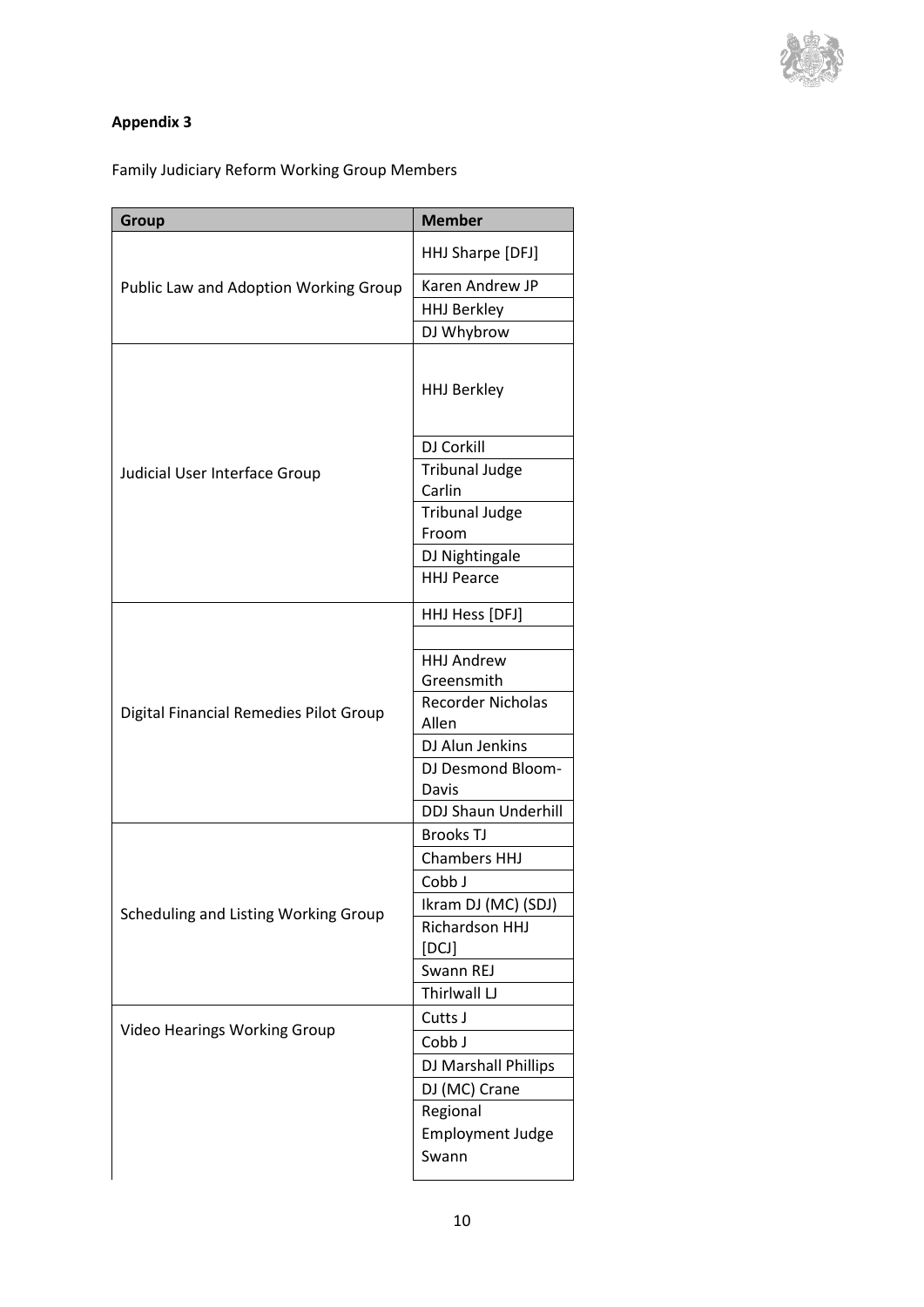**Appendix 3**

Family Judiciary Reform Working Group Members

| Group | Member |
|---|---|
| Public Law and Adoption Working Group | HHJ Sharpe [DFJ] |
| | Karen Andrew JP |
| | HHJ Berkley |
| | DJ Whybrow |
| Judicial User Interface Group | HHJ Berkley |
| | DJ Corkill |
| | Tribunal Judge Carlin |
| | Tribunal Judge Froom |
| | DJ Nightingale |
| | HHJ Pearce |
| Digital Financial Remedies Pilot Group | HHJ Hess [DFJ] |
| | |
| | HHJ Andrew Greensmith |
| | Recorder Nicholas Allen |
| | DJ Alun Jenkins |
| | DJ Desmond Bloom-Davis |
| | DDJ Shaun Underhill |
| Scheduling and Listing Working Group | Brooks TJ |
| | Chambers HHJ |
| | Cobb J |
| | Ikram DJ (MC) (SDJ) |
| | Richardson HHJ [DCJ] |
| | Swann REJ |
| | Thirlwall LJ |
| Video Hearings Working Group | Cutts J |
| | Cobb J |
| | DJ Marshall Phillips |
| | DJ (MC) Crane |
| | Regional Employment Judge Swann |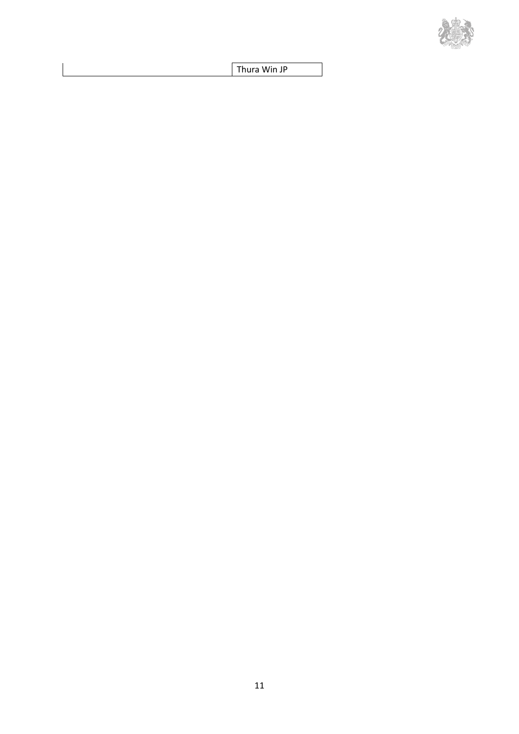| | |
|---|---|
| | Thura Win JP |